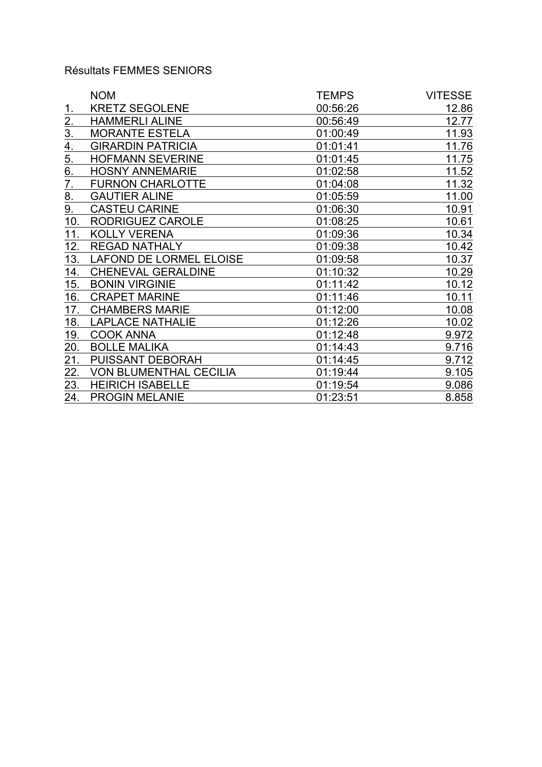Résultats FEMMES SENIORS

| | NOM | TEMPS | VITESSE |
|---|---|---|---|
| 1. | KRETZ SEGOLENE | 00:56:26 | 12.86 |
| 2. | HAMMERLI ALINE | 00:56:49 | 12.77 |
| 3. | MORANTE ESTELA | 01:00:49 | 11.93 |
| 4. | GIRARDIN PATRICIA | 01:01:41 | 11.76 |
| 5. | HOFMANN SEVERINE | 01:01:45 | 11.75 |
| 6. | HOSNY ANNEMARIE | 01:02:58 | 11.52 |
| 7. | FURNON CHARLOTTE | 01:04:08 | 11.32 |
| 8. | GAUTIER ALINE | 01:05:59 | 11.00 |
| 9. | CASTEU CARINE | 01:06:30 | 10.91 |
| 10. | RODRIGUEZ CAROLE | 01:08:25 | 10.61 |
| 11. | KOLLY VERENA | 01:09:36 | 10.34 |
| 12. | REGAD NATHALY | 01:09:38 | 10.42 |
| 13. | LAFOND DE LORMEL ELOISE | 01:09:58 | 10.37 |
| 14. | CHENEVAL GERALDINE | 01:10:32 | 10.29 |
| 15. | BONIN VIRGINIE | 01:11:42 | 10.12 |
| 16. | CRAPET MARINE | 01:11:46 | 10.11 |
| 17. | CHAMBERS MARIE | 01:12:00 | 10.08 |
| 18. | LAPLACE NATHALIE | 01:12:26 | 10.02 |
| 19. | COOK ANNA | 01:12:48 | 9.972 |
| 20. | BOLLE MALIKA | 01:14:43 | 9.716 |
| 21. | PUISSANT DEBORAH | 01:14:45 | 9.712 |
| 22. | VON BLUMENTHAL CECILIA | 01:19:44 | 9.105 |
| 23. | HEIRICH ISABELLE | 01:19:54 | 9.086 |
| 24. | PROGIN MELANIE | 01:23:51 | 8.858 |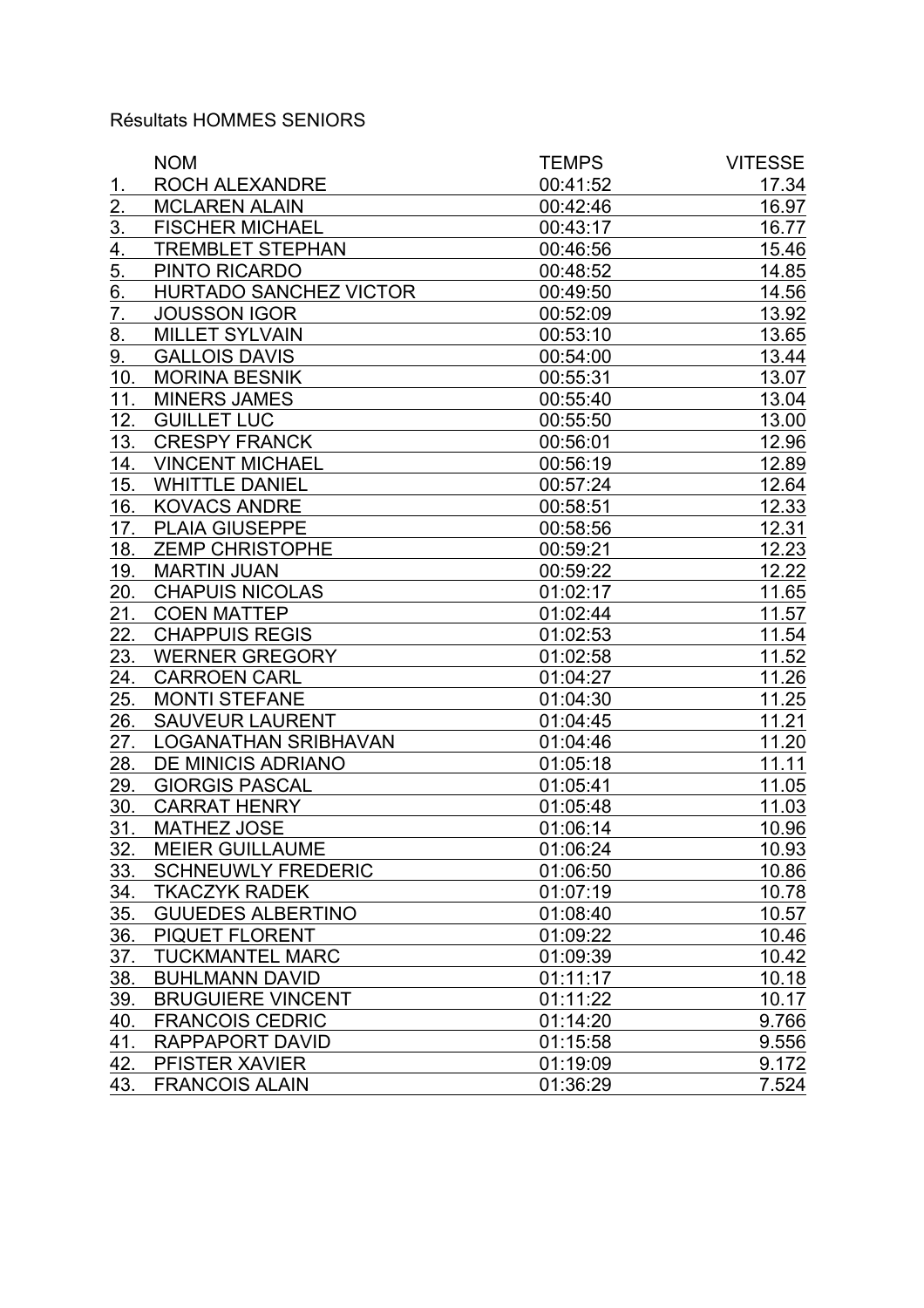Résultats HOMMES SENIORS

| | NOM | TEMPS | VITESSE |
|---|---|---|---|
| 1. | ROCH ALEXANDRE | 00:41:52 | 17.34 |
| 2. | MCLAREN ALAIN | 00:42:46 | 16.97 |
| 3. | FISCHER MICHAEL | 00:43:17 | 16.77 |
| 4. | TREMBLET STEPHAN | 00:46:56 | 15.46 |
| 5. | PINTO RICARDO | 00:48:52 | 14.85 |
| 6. | HURTADO SANCHEZ VICTOR | 00:49:50 | 14.56 |
| 7. | JOUSSON IGOR | 00:52:09 | 13.92 |
| 8. | MILLET SYLVAIN | 00:53:10 | 13.65 |
| 9. | GALLOIS DAVIS | 00:54:00 | 13.44 |
| 10. | MORINA BESNIK | 00:55:31 | 13.07 |
| 11. | MINERS JAMES | 00:55:40 | 13.04 |
| 12. | GUILLET LUC | 00:55:50 | 13.00 |
| 13. | CRESPY FRANCK | 00:56:01 | 12.96 |
| 14. | VINCENT MICHAEL | 00:56:19 | 12.89 |
| 15. | WHITTLE DANIEL | 00:57:24 | 12.64 |
| 16. | KOVACS ANDRE | 00:58:51 | 12.33 |
| 17. | PLAIA GIUSEPPE | 00:58:56 | 12.31 |
| 18. | ZEMP CHRISTOPHE | 00:59:21 | 12.23 |
| 19. | MARTIN JUAN | 00:59:22 | 12.22 |
| 20. | CHAPUIS NICOLAS | 01:02:17 | 11.65 |
| 21. | COEN MATTEP | 01:02:44 | 11.57 |
| 22. | CHAPPUIS REGIS | 01:02:53 | 11.54 |
| 23. | WERNER GREGORY | 01:02:58 | 11.52 |
| 24. | CARROEN CARL | 01:04:27 | 11.26 |
| 25. | MONTI STEFANE | 01:04:30 | 11.25 |
| 26. | SAUVEUR LAURENT | 01:04:45 | 11.21 |
| 27. | LOGANATHAN SRIBHAVAN | 01:04:46 | 11.20 |
| 28. | DE MINICIS ADRIANO | 01:05:18 | 11.11 |
| 29. | GIORGIS PASCAL | 01:05:41 | 11.05 |
| 30. | CARRAT HENRY | 01:05:48 | 11.03 |
| 31. | MATHEZ JOSE | 01:06:14 | 10.96 |
| 32. | MEIER GUILLAUME | 01:06:24 | 10.93 |
| 33. | SCHNEUWLY FREDERIC | 01:06:50 | 10.86 |
| 34. | TKACZYK RADEK | 01:07:19 | 10.78 |
| 35. | GUUEDES ALBERTINO | 01:08:40 | 10.57 |
| 36. | PIQUET FLORENT | 01:09:22 | 10.46 |
| 37. | TUCKMANTEL MARC | 01:09:39 | 10.42 |
| 38. | BUHLMANN DAVID | 01:11:17 | 10.18 |
| 39. | BRUGUIERE VINCENT | 01:11:22 | 10.17 |
| 40. | FRANCOIS CEDRIC | 01:14:20 | 9.766 |
| 41. | RAPPAPORT DAVID | 01:15:58 | 9.556 |
| 42. | PFISTER XAVIER | 01:19:09 | 9.172 |
| 43. | FRANCOIS ALAIN | 01:36:29 | 7.524 |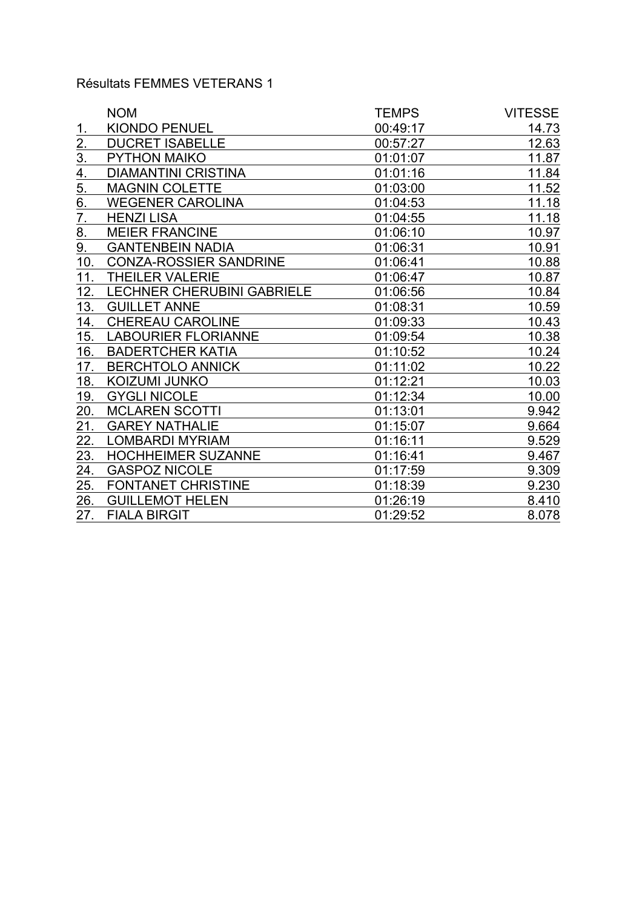Résultats FEMMES VETERANS 1

| | NOM | TEMPS | VITESSE |
|---|---|---|---|
| 1. | KIONDO PENUEL | 00:49:17 | 14.73 |
| 2. | DUCRET ISABELLE | 00:57:27 | 12.63 |
| 3. | PYTHON MAIKO | 01:01:07 | 11.87 |
| 4. | DIAMANTINI CRISTINA | 01:01:16 | 11.84 |
| 5. | MAGNIN COLETTE | 01:03:00 | 11.52 |
| 6. | WEGENER CAROLINA | 01:04:53 | 11.18 |
| 7. | HENZI LISA | 01:04:55 | 11.18 |
| 8. | MEIER FRANCINE | 01:06:10 | 10.97 |
| 9. | GANTENBEIN NADIA | 01:06:31 | 10.91 |
| 10. | CONZA-ROSSIER SANDRINE | 01:06:41 | 10.88 |
| 11. | THEILER VALERIE | 01:06:47 | 10.87 |
| 12. | LECHNER CHERUBINI GABRIELE | 01:06:56 | 10.84 |
| 13. | GUILLET ANNE | 01:08:31 | 10.59 |
| 14. | CHEREAU CAROLINE | 01:09:33 | 10.43 |
| 15. | LABOURIER FLORIANNE | 01:09:54 | 10.38 |
| 16. | BADERTCHER KATIA | 01:10:52 | 10.24 |
| 17. | BERCHTOLO ANNICK | 01:11:02 | 10.22 |
| 18. | KOIZUMI JUNKO | 01:12:21 | 10.03 |
| 19. | GYGLI NICOLE | 01:12:34 | 10.00 |
| 20. | MCLAREN SCOTTI | 01:13:01 | 9.942 |
| 21. | GAREY NATHALIE | 01:15:07 | 9.664 |
| 22. | LOMBARDI MYRIAM | 01:16:11 | 9.529 |
| 23. | HOCHHEIMER SUZANNE | 01:16:41 | 9.467 |
| 24. | GASPOZ NICOLE | 01:17:59 | 9.309 |
| 25. | FONTANET CHRISTINE | 01:18:39 | 9.230 |
| 26. | GUILLEMOT HELEN | 01:26:19 | 8.410 |
| 27. | FIALA BIRGIT | 01:29:52 | 8.078 |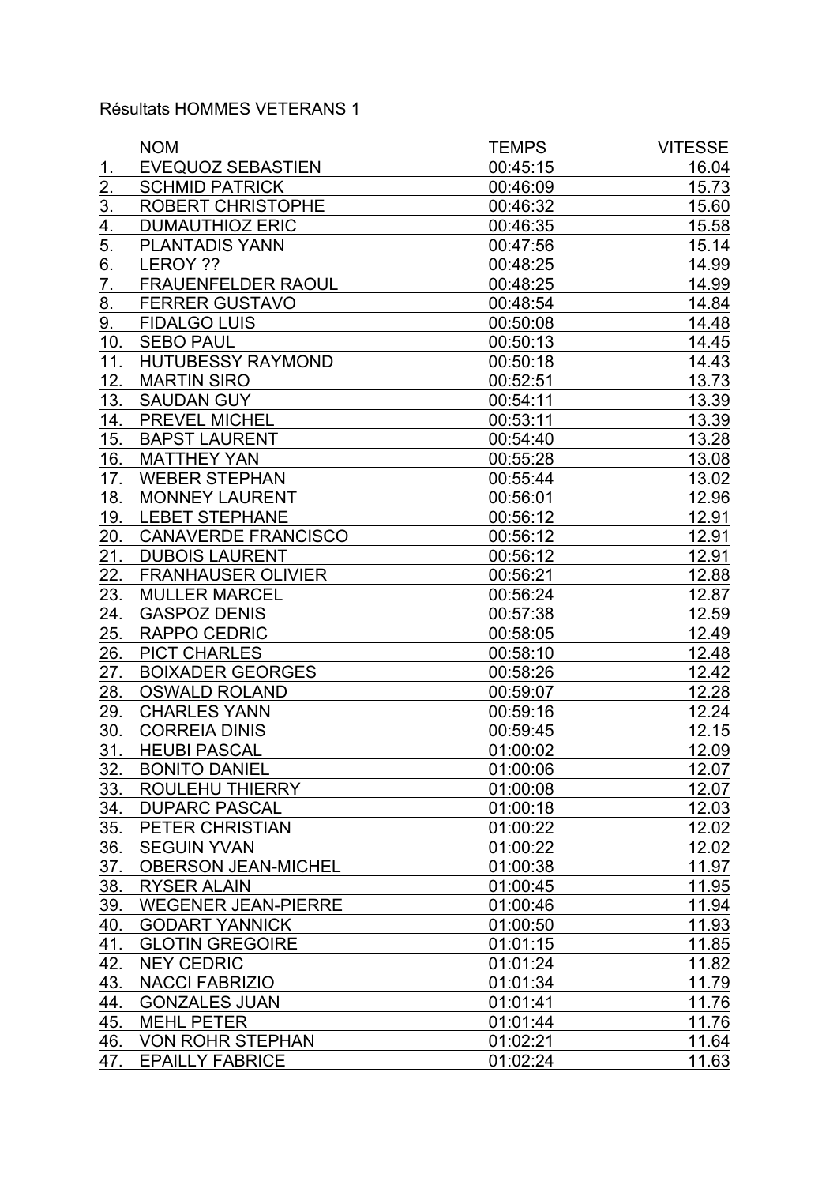Résultats HOMMES VETERANS 1

| | NOM | TEMPS | VITESSE |
|---|---|---|---|
| 1. | EVEQUOZ SEBASTIEN | 00:45:15 | 16.04 |
| 2. | SCHMID PATRICK | 00:46:09 | 15.73 |
| 3. | ROBERT CHRISTOPHE | 00:46:32 | 15.60 |
| 4. | DUMAUTHIOZ ERIC | 00:46:35 | 15.58 |
| 5. | PLANTADIS YANN | 00:47:56 | 15.14 |
| 6. | LEROY ?? | 00:48:25 | 14.99 |
| 7. | FRAUENFELDER RAOUL | 00:48:25 | 14.99 |
| 8. | FERRER GUSTAVO | 00:48:54 | 14.84 |
| 9. | FIDALGO LUIS | 00:50:08 | 14.48 |
| 10. | SEBO PAUL | 00:50:13 | 14.45 |
| 11. | HUTUBESSY RAYMOND | 00:50:18 | 14.43 |
| 12. | MARTIN SIRO | 00:52:51 | 13.73 |
| 13. | SAUDAN GUY | 00:54:11 | 13.39 |
| 14. | PREVEL MICHEL | 00:53:11 | 13.39 |
| 15. | BAPST LAURENT | 00:54:40 | 13.28 |
| 16. | MATTHEY YAN | 00:55:28 | 13.08 |
| 17. | WEBER STEPHAN | 00:55:44 | 13.02 |
| 18. | MONNEY LAURENT | 00:56:01 | 12.96 |
| 19. | LEBET STEPHANE | 00:56:12 | 12.91 |
| 20. | CANAVERDE FRANCISCO | 00:56:12 | 12.91 |
| 21. | DUBOIS LAURENT | 00:56:12 | 12.91 |
| 22. | FRANHAUSER OLIVIER | 00:56:21 | 12.88 |
| 23. | MULLER MARCEL | 00:56:24 | 12.87 |
| 24. | GASPOZ DENIS | 00:57:38 | 12.59 |
| 25. | RAPPO CEDRIC | 00:58:05 | 12.49 |
| 26. | PICT CHARLES | 00:58:10 | 12.48 |
| 27. | BOIXADER GEORGES | 00:58:26 | 12.42 |
| 28. | OSWALD ROLAND | 00:59:07 | 12.28 |
| 29. | CHARLES YANN | 00:59:16 | 12.24 |
| 30. | CORREIA DINIS | 00:59:45 | 12.15 |
| 31. | HEUBI PASCAL | 01:00:02 | 12.09 |
| 32. | BONITO DANIEL | 01:00:06 | 12.07 |
| 33. | ROULEHU THIERRY | 01:00:08 | 12.07 |
| 34. | DUPARC PASCAL | 01:00:18 | 12.03 |
| 35. | PETER CHRISTIAN | 01:00:22 | 12.02 |
| 36. | SEGUIN YVAN | 01:00:22 | 12.02 |
| 37. | OBERSON JEAN-MICHEL | 01:00:38 | 11.97 |
| 38. | RYSER ALAIN | 01:00:45 | 11.95 |
| 39. | WEGENER JEAN-PIERRE | 01:00:46 | 11.94 |
| 40. | GODART YANNICK | 01:00:50 | 11.93 |
| 41. | GLOTIN GREGOIRE | 01:01:15 | 11.85 |
| 42. | NEY CEDRIC | 01:01:24 | 11.82 |
| 43. | NACCI FABRIZIO | 01:01:34 | 11.79 |
| 44. | GONZALES JUAN | 01:01:41 | 11.76 |
| 45. | MEHL PETER | 01:01:44 | 11.76 |
| 46. | VON ROHR STEPHAN | 01:02:21 | 11.64 |
| 47. | EPAILLY FABRICE | 01:02:24 | 11.63 |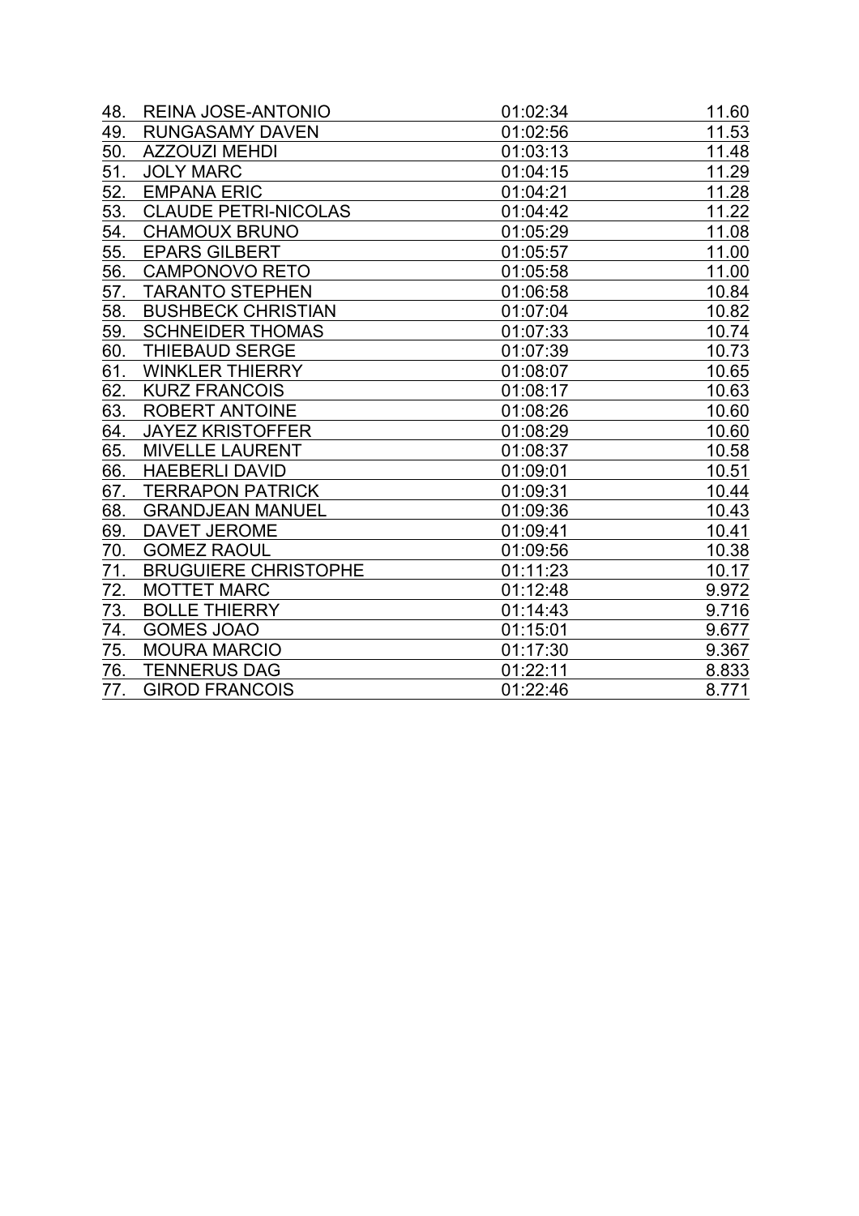| | | | |
|---|---|---|---|
| 48. | REINA JOSE-ANTONIO | 01:02:34 | 11.60 |
| 49. | RUNGASAMY DAVEN | 01:02:56 | 11.53 |
| 50. | AZZOUZI MEHDI | 01:03:13 | 11.48 |
| 51. | JOLY MARC | 01:04:15 | 11.29 |
| 52. | EMPANA ERIC | 01:04:21 | 11.28 |
| 53. | CLAUDE PETRI-NICOLAS | 01:04:42 | 11.22 |
| 54. | CHAMOUX BRUNO | 01:05:29 | 11.08 |
| 55. | EPARS GILBERT | 01:05:57 | 11.00 |
| 56. | CAMPONOVO RETO | 01:05:58 | 11.00 |
| 57. | TARANTO STEPHEN | 01:06:58 | 10.84 |
| 58. | BUSHBECK CHRISTIAN | 01:07:04 | 10.82 |
| 59. | SCHNEIDER THOMAS | 01:07:33 | 10.74 |
| 60. | THIEBAUD SERGE | 01:07:39 | 10.73 |
| 61. | WINKLER THIERRY | 01:08:07 | 10.65 |
| 62. | KURZ FRANCOIS | 01:08:17 | 10.63 |
| 63. | ROBERT ANTOINE | 01:08:26 | 10.60 |
| 64. | JAYEZ KRISTOFFER | 01:08:29 | 10.60 |
| 65. | MIVELLE LAURENT | 01:08:37 | 10.58 |
| 66. | HAEBERLI DAVID | 01:09:01 | 10.51 |
| 67. | TERRAPON PATRICK | 01:09:31 | 10.44 |
| 68. | GRANDJEAN MANUEL | 01:09:36 | 10.43 |
| 69. | DAVET JEROME | 01:09:41 | 10.41 |
| 70. | GOMEZ RAOUL | 01:09:56 | 10.38 |
| 71. | BRUGUIERE CHRISTOPHE | 01:11:23 | 10.17 |
| 72. | MOTTET MARC | 01:12:48 | 9.972 |
| 73. | BOLLE THIERRY | 01:14:43 | 9.716 |
| 74. | GOMES JOAO | 01:15:01 | 9.677 |
| 75. | MOURA MARCIO | 01:17:30 | 9.367 |
| 76. | TENNERUS DAG | 01:22:11 | 8.833 |
| 77. | GIROD FRANCOIS | 01:22:46 | 8.771 |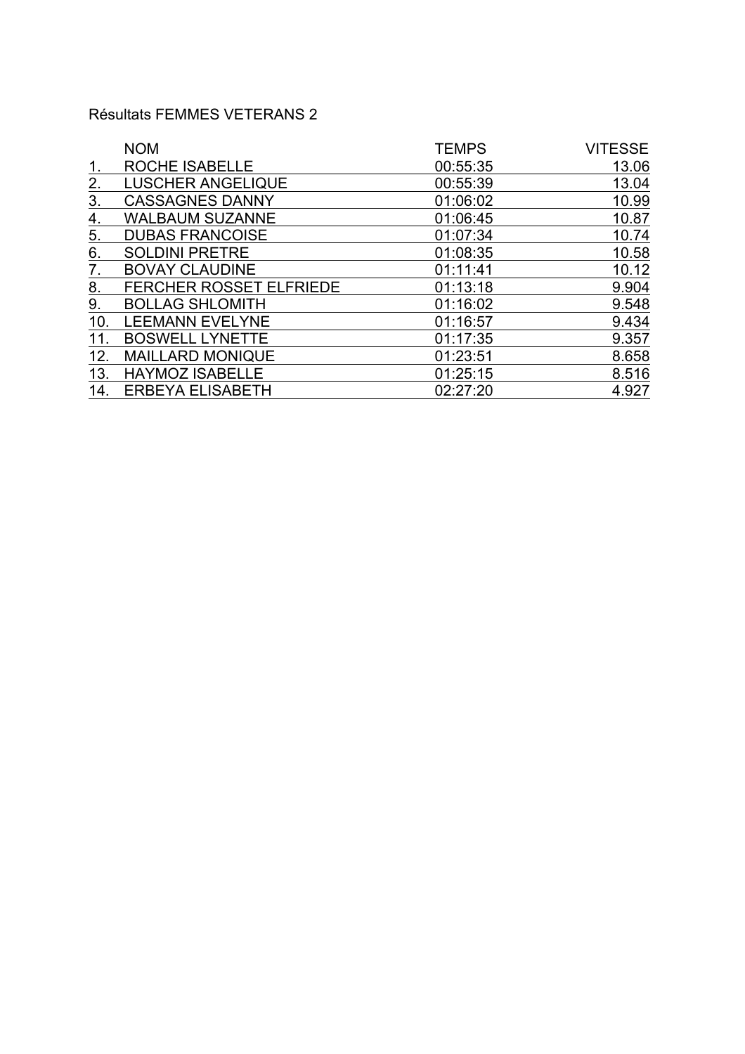Résultats FEMMES VETERANS 2

| | NOM | TEMPS | VITESSE |
|---|---|---|---|
| 1. | ROCHE ISABELLE | 00:55:35 | 13.06 |
| 2. | LUSCHER ANGELIQUE | 00:55:39 | 13.04 |
| 3. | CASSAGNES DANNY | 01:06:02 | 10.99 |
| 4. | WALBAUM SUZANNE | 01:06:45 | 10.87 |
| 5. | DUBAS FRANCOISE | 01:07:34 | 10.74 |
| 6. | SOLDINI PRETRE | 01:08:35 | 10.58 |
| 7. | BOVAY CLAUDINE | 01:11:41 | 10.12 |
| 8. | FERCHER ROSSET ELFRIEDE | 01:13:18 | 9.904 |
| 9. | BOLLAG SHLOMITH | 01:16:02 | 9.548 |
| 10. | LEEMANN EVELYNE | 01:16:57 | 9.434 |
| 11. | BOSWELL LYNETTE | 01:17:35 | 9.357 |
| 12. | MAILLARD MONIQUE | 01:23:51 | 8.658 |
| 13. | HAYMOZ ISABELLE | 01:25:15 | 8.516 |
| 14. | ERBEYA ELISABETH | 02:27:20 | 4.927 |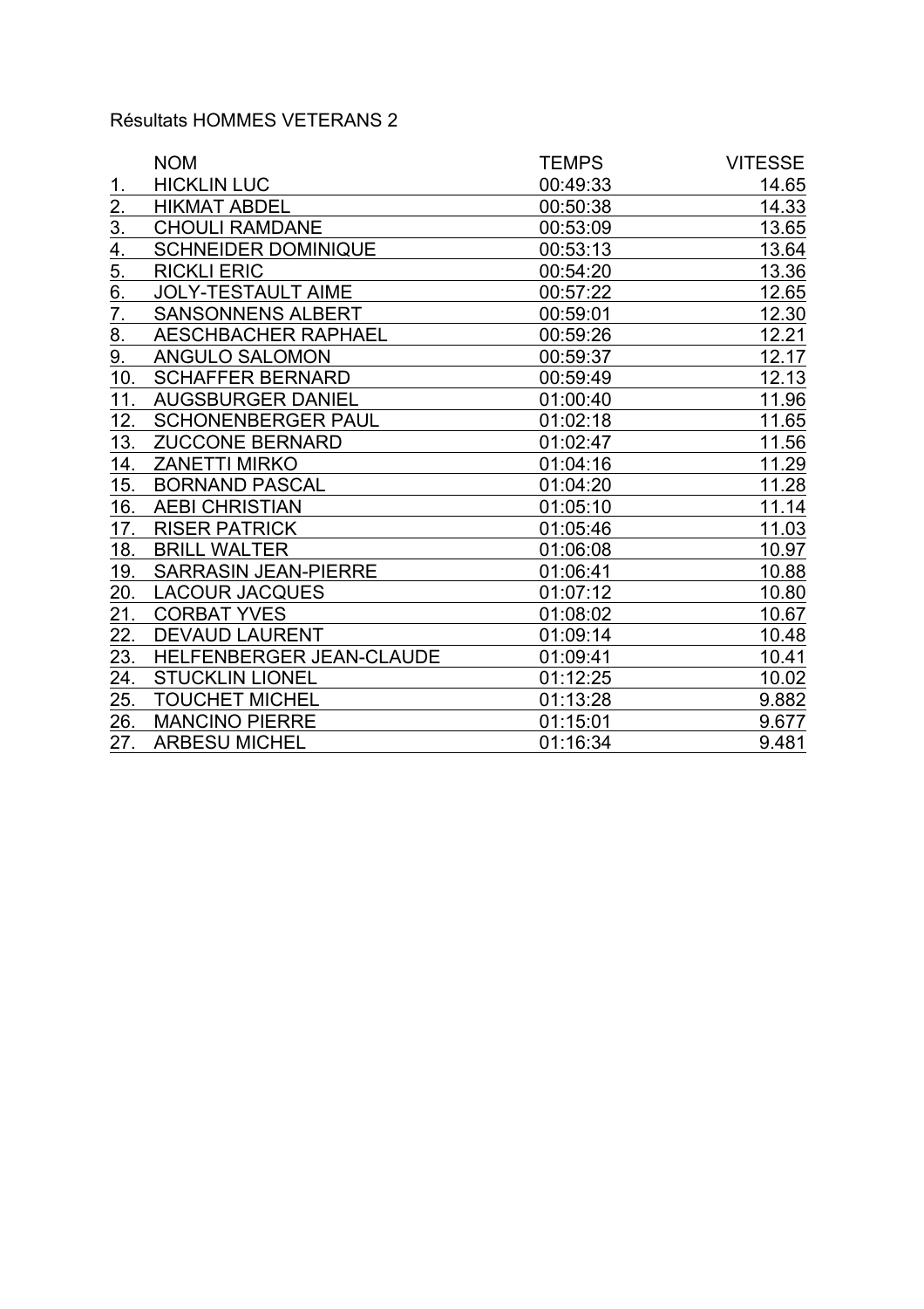Résultats HOMMES VETERANS 2

| | NOM | TEMPS | VITESSE |
|---|---|---|---|
| 1. | HICKLIN LUC | 00:49:33 | 14.65 |
| 2. | HIKMAT ABDEL | 00:50:38 | 14.33 |
| 3. | CHOULI RAMDANE | 00:53:09 | 13.65 |
| 4. | SCHNEIDER DOMINIQUE | 00:53:13 | 13.64 |
| 5. | RICKLI ERIC | 00:54:20 | 13.36 |
| 6. | JOLY-TESTAULT AIME | 00:57:22 | 12.65 |
| 7. | SANSONNENS ALBERT | 00:59:01 | 12.30 |
| 8. | AESCHBACHER RAPHAEL | 00:59:26 | 12.21 |
| 9. | ANGULO SALOMON | 00:59:37 | 12.17 |
| 10. | SCHAFFER BERNARD | 00:59:49 | 12.13 |
| 11. | AUGSBURGER DANIEL | 01:00:40 | 11.96 |
| 12. | SCHONENBERGER PAUL | 01:02:18 | 11.65 |
| 13. | ZUCCONE BERNARD | 01:02:47 | 11.56 |
| 14. | ZANETTI MIRKO | 01:04:16 | 11.29 |
| 15. | BORNAND PASCAL | 01:04:20 | 11.28 |
| 16. | AEBI CHRISTIAN | 01:05:10 | 11.14 |
| 17. | RISER PATRICK | 01:05:46 | 11.03 |
| 18. | BRILL WALTER | 01:06:08 | 10.97 |
| 19. | SARRASIN JEAN-PIERRE | 01:06:41 | 10.88 |
| 20. | LACOUR JACQUES | 01:07:12 | 10.80 |
| 21. | CORBAT YVES | 01:08:02 | 10.67 |
| 22. | DEVAUD LAURENT | 01:09:14 | 10.48 |
| 23. | HELFENBERGER JEAN-CLAUDE | 01:09:41 | 10.41 |
| 24. | STUCKLIN LIONEL | 01:12:25 | 10.02 |
| 25. | TOUCHET MICHEL | 01:13:28 | 9.882 |
| 26. | MANCINO PIERRE | 01:15:01 | 9.677 |
| 27. | ARBESU MICHEL | 01:16:34 | 9.481 |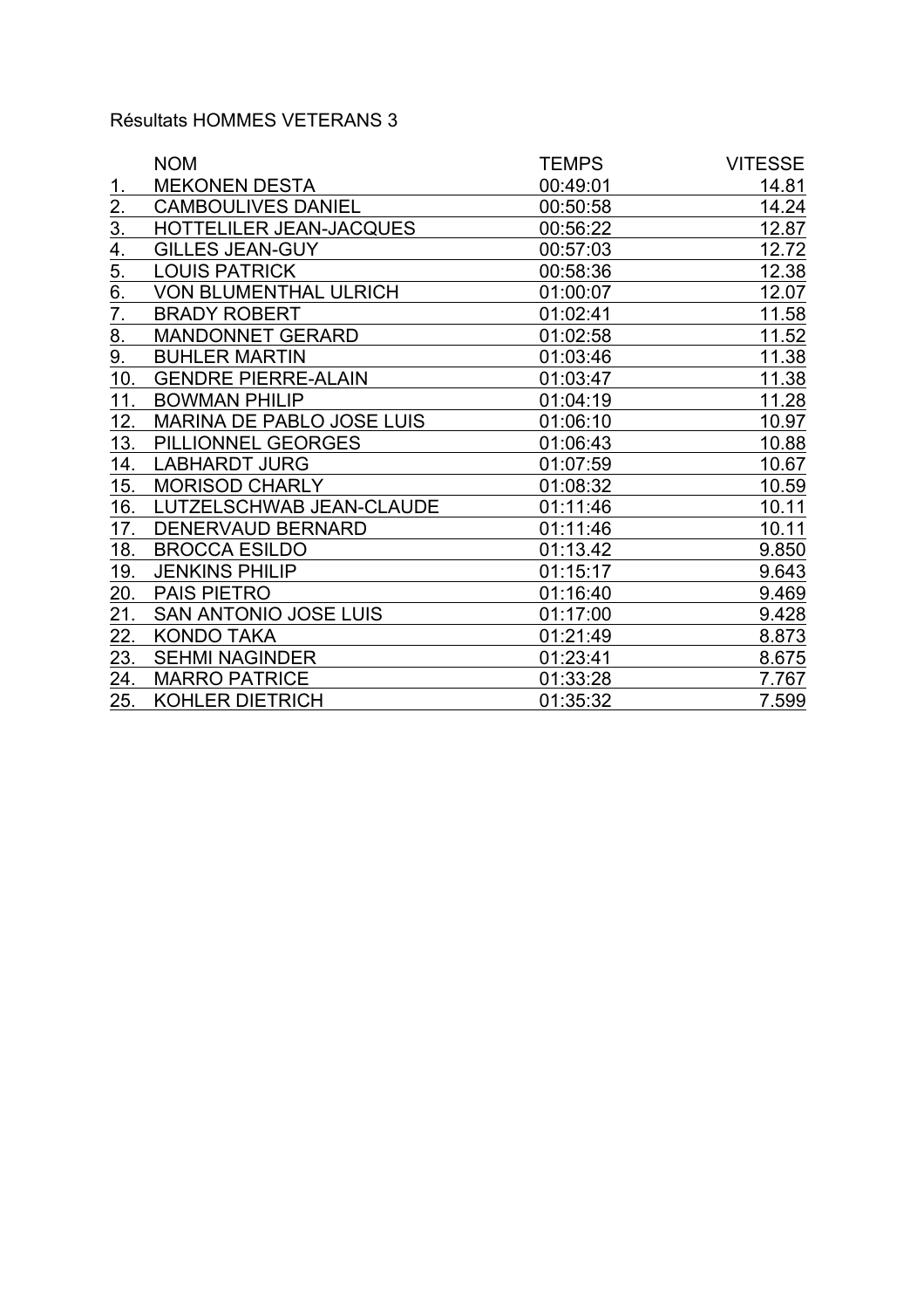Résultats HOMMES VETERANS 3

| | NOM | TEMPS | VITESSE |
|---|---|---|---|
| 1. | MEKONEN DESTA | 00:49:01 | 14.81 |
| 2. | CAMBOULIVES DANIEL | 00:50:58 | 14.24 |
| 3. | HOTTELILER JEAN-JACQUES | 00:56:22 | 12.87 |
| 4. | GILLES JEAN-GUY | 00:57:03 | 12.72 |
| 5. | LOUIS PATRICK | 00:58:36 | 12.38 |
| 6. | VON BLUMENTHAL ULRICH | 01:00:07 | 12.07 |
| 7. | BRADY ROBERT | 01:02:41 | 11.58 |
| 8. | MANDONNET GERARD | 01:02:58 | 11.52 |
| 9. | BUHLER MARTIN | 01:03:46 | 11.38 |
| 10. | GENDRE PIERRE-ALAIN | 01:03:47 | 11.38 |
| 11. | BOWMAN PHILIP | 01:04:19 | 11.28 |
| 12. | MARINA DE PABLO JOSE LUIS | 01:06:10 | 10.97 |
| 13. | PILLIONNEL GEORGES | 01:06:43 | 10.88 |
| 14. | LABHARDT JURG | 01:07:59 | 10.67 |
| 15. | MORISOD CHARLY | 01:08:32 | 10.59 |
| 16. | LUTZELSCHWAB JEAN-CLAUDE | 01:11:46 | 10.11 |
| 17. | DENERVAUD BERNARD | 01:11:46 | 10.11 |
| 18. | BROCCA ESILDO | 01:13.42 | 9.850 |
| 19. | JENKINS PHILIP | 01:15:17 | 9.643 |
| 20. | PAIS PIETRO | 01:16:40 | 9.469 |
| 21. | SAN ANTONIO JOSE LUIS | 01:17:00 | 9.428 |
| 22. | KONDO TAKA | 01:21:49 | 8.873 |
| 23. | SEHMI NAGINDER | 01:23:41 | 8.675 |
| 24. | MARRO PATRICE | 01:33:28 | 7.767 |
| 25. | KOHLER DIETRICH | 01:35:32 | 7.599 |